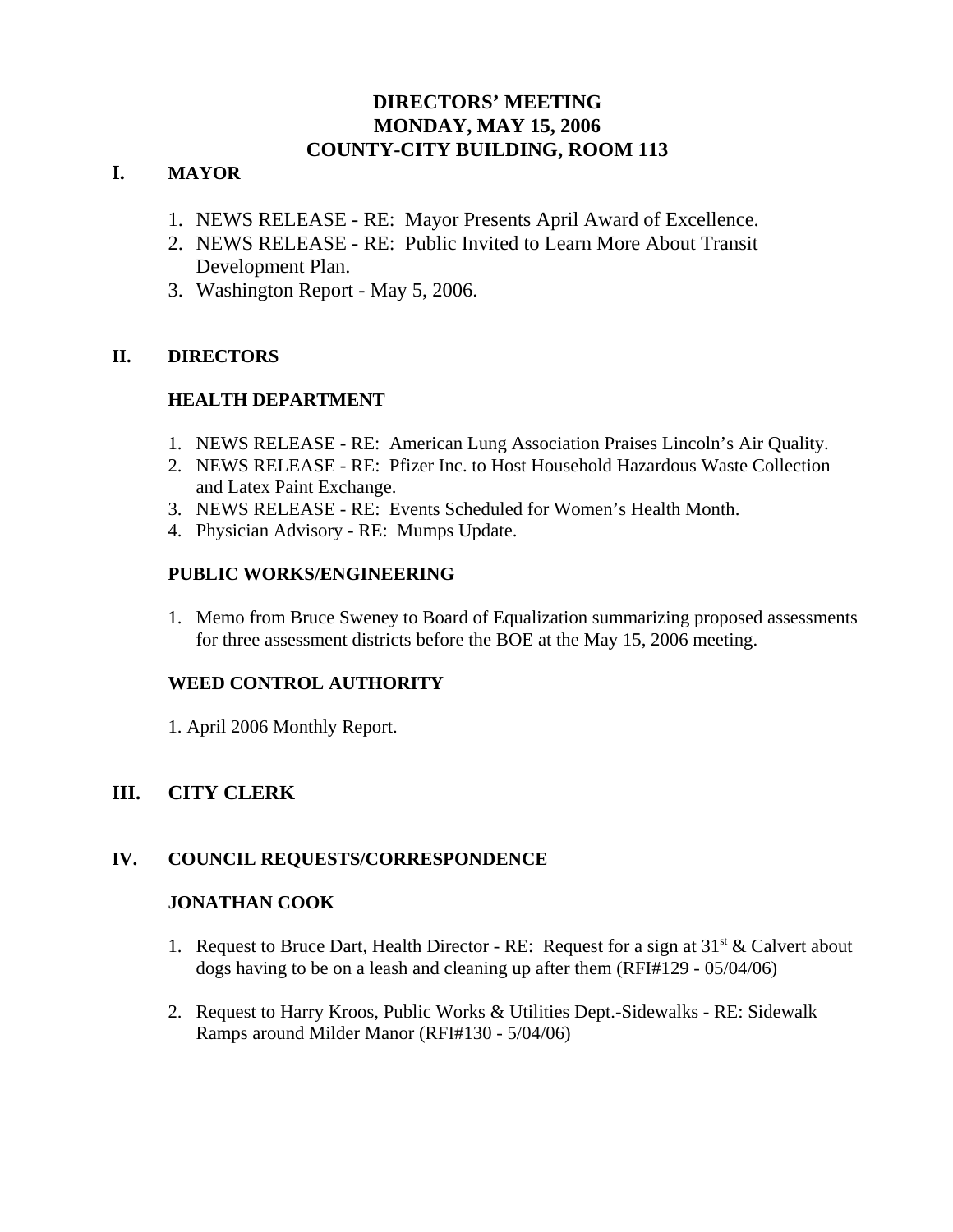# DIRECTORS' MEETING
# MONDAY, MAY 15, 2006
# COUNTY-CITY BUILDING, ROOM 113

## I. MAYOR

1. NEWS RELEASE - RE: Mayor Presents April Award of Excellence.
2. NEWS RELEASE - RE: Public Invited to Learn More About Transit Development Plan.
3. Washington Report - May 5, 2006.

## II. DIRECTORS

### HEALTH DEPARTMENT

1. NEWS RELEASE - RE: American Lung Association Praises Lincoln's Air Quality.
2. NEWS RELEASE - RE: Pfizer Inc. to Host Household Hazardous Waste Collection and Latex Paint Exchange.
3. NEWS RELEASE - RE: Events Scheduled for Women's Health Month.
4. Physician Advisory - RE: Mumps Update.

### PUBLIC WORKS/ENGINEERING

1. Memo from Bruce Sweney to Board of Equalization summarizing proposed assessments for three assessment districts before the BOE at the May 15, 2006 meeting.

### WEED CONTROL AUTHORITY

1. April 2006 Monthly Report.

## III. CITY CLERK

## IV. COUNCIL REQUESTS/CORRESPONDENCE

### JONATHAN COOK

1. Request to Bruce Dart, Health Director - RE: Request for a sign at 31st & Calvert about dogs having to be on a leash and cleaning up after them (RFI#129 - 05/04/06)

2. Request to Harry Kroos, Public Works & Utilities Dept.-Sidewalks - RE: Sidewalk Ramps around Milder Manor (RFI#130 - 5/04/06)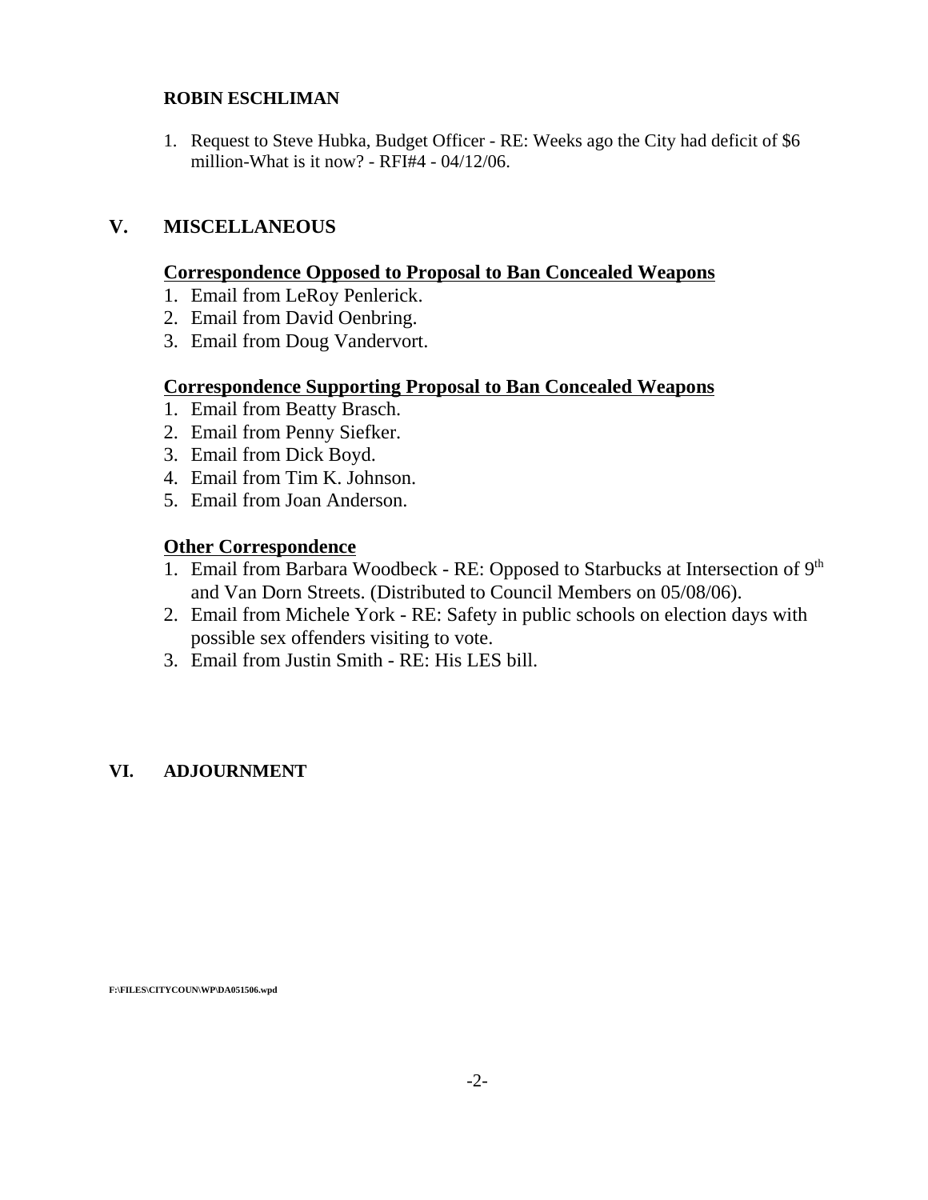**ROBIN ESCHLIMAN**

1. Request to Steve Hubka, Budget Officer - RE: Weeks ago the City had deficit of $6 million-What is it now? - RFI#4 - 04/12/06.

## V. MISCELLANEOUS

**Correspondence Opposed to Proposal to Ban Concealed Weapons**

1. Email from LeRoy Penlerick.
2. Email from David Oenbring.
3. Email from Doug Vandervort.

**Correspondence Supporting Proposal to Ban Concealed Weapons**

1. Email from Beatty Brasch.
2. Email from Penny Siefker.
3. Email from Dick Boyd.
4. Email from Tim K. Johnson.
5. Email from Joan Anderson.

**Other Correspondence**

1. Email from Barbara Woodbeck - RE: Opposed to Starbucks at Intersection of 9th and Van Dorn Streets. (Distributed to Council Members on 05/08/06).
2. Email from Michele York - RE: Safety in public schools on election days with possible sex offenders visiting to vote.
3. Email from Justin Smith - RE: His LES bill.

## VI. ADJOURNMENT

F:\FILES\CITYCOUN\WP\DA051506.wpd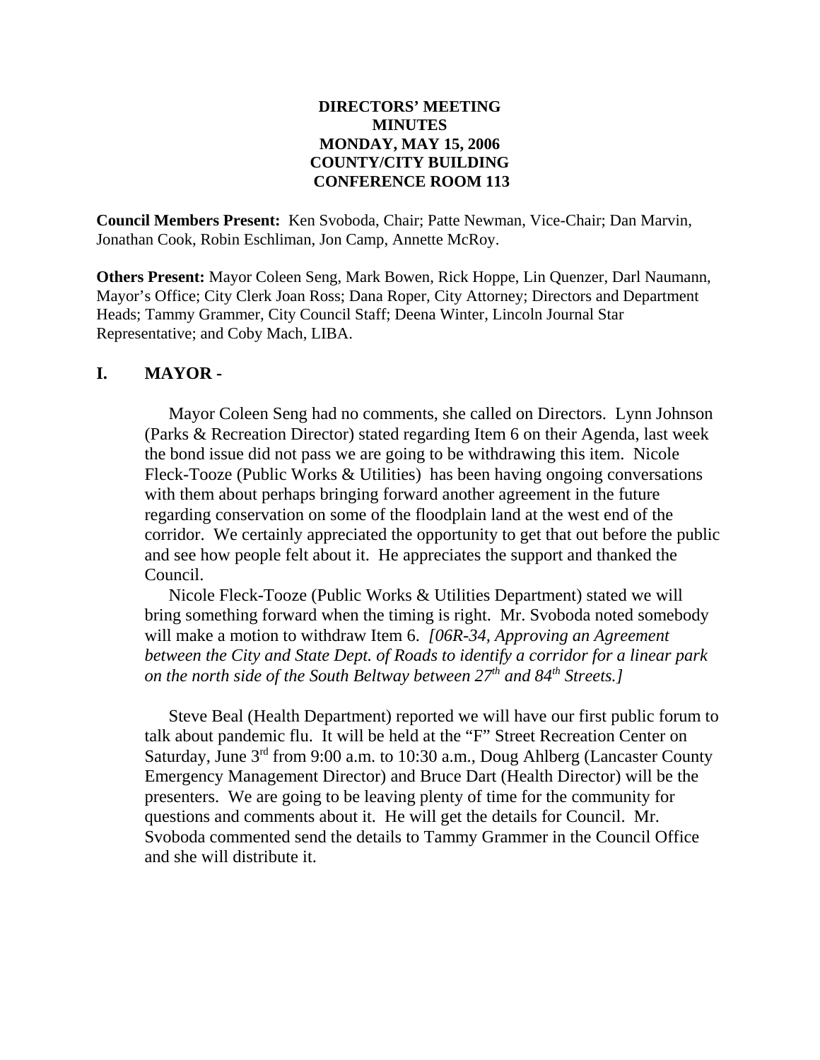**DIRECTORS' MEETING**
**MINUTES**
**MONDAY, MAY 15, 2006**
**COUNTY/CITY BUILDING**
**CONFERENCE ROOM 113**

**Council Members Present:** Ken Svoboda, Chair; Patte Newman, Vice-Chair; Dan Marvin, Jonathan Cook, Robin Eschliman, Jon Camp, Annette McRoy.

**Others Present:** Mayor Coleen Seng, Mark Bowen, Rick Hoppe, Lin Quenzer, Darl Naumann, Mayor's Office; City Clerk Joan Ross; Dana Roper, City Attorney; Directors and Department Heads; Tammy Grammer, City Council Staff; Deena Winter, Lincoln Journal Star Representative; and Coby Mach, LIBA.

## I. MAYOR -

Mayor Coleen Seng had no comments, she called on Directors. Lynn Johnson (Parks & Recreation Director) stated regarding Item 6 on their Agenda, last week the bond issue did not pass we are going to be withdrawing this item. Nicole Fleck-Tooze (Public Works & Utilities) has been having ongoing conversations with them about perhaps bringing forward another agreement in the future regarding conservation on some of the floodplain land at the west end of the corridor. We certainly appreciated the opportunity to get that out before the public and see how people felt about it. He appreciates the support and thanked the Council.

Nicole Fleck-Tooze (Public Works & Utilities Department) stated we will bring something forward when the timing is right. Mr. Svoboda noted somebody will make a motion to withdraw Item 6. *[06R-34, Approving an Agreement between the City and State Dept. of Roads to identify a corridor for a linear park on the north side of the South Beltway between 27th and 84th Streets.]*

Steve Beal (Health Department) reported we will have our first public forum to talk about pandemic flu. It will be held at the "F" Street Recreation Center on Saturday, June 3rd from 9:00 a.m. to 10:30 a.m., Doug Ahlberg (Lancaster County Emergency Management Director) and Bruce Dart (Health Director) will be the presenters. We are going to be leaving plenty of time for the community for questions and comments about it. He will get the details for Council. Mr. Svoboda commented send the details to Tammy Grammer in the Council Office and she will distribute it.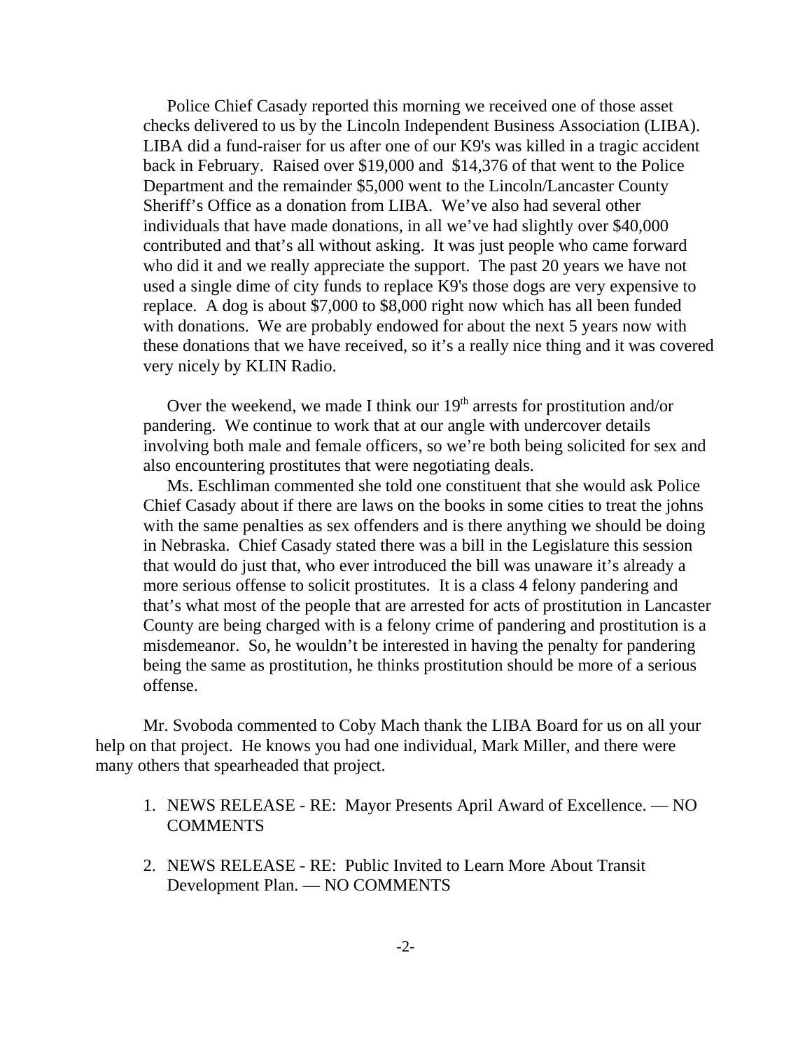Police Chief Casady reported this morning we received one of those asset checks delivered to us by the Lincoln Independent Business Association (LIBA). LIBA did a fund-raiser for us after one of our K9's was killed in a tragic accident back in February. Raised over $19,000 and $14,376 of that went to the Police Department and the remainder $5,000 went to the Lincoln/Lancaster County Sheriff's Office as a donation from LIBA. We've also had several other individuals that have made donations, in all we've had slightly over $40,000 contributed and that's all without asking. It was just people who came forward who did it and we really appreciate the support. The past 20 years we have not used a single dime of city funds to replace K9's those dogs are very expensive to replace. A dog is about $7,000 to $8,000 right now which has all been funded with donations. We are probably endowed for about the next 5 years now with these donations that we have received, so it's a really nice thing and it was covered very nicely by KLIN Radio.

Over the weekend, we made I think our 19th arrests for prostitution and/or pandering. We continue to work that at our angle with undercover details involving both male and female officers, so we're both being solicited for sex and also encountering prostitutes that were negotiating deals.

Ms. Eschliman commented she told one constituent that she would ask Police Chief Casady about if there are laws on the books in some cities to treat the johns with the same penalties as sex offenders and is there anything we should be doing in Nebraska. Chief Casady stated there was a bill in the Legislature this session that would do just that, who ever introduced the bill was unaware it's already a more serious offense to solicit prostitutes. It is a class 4 felony pandering and that's what most of the people that are arrested for acts of prostitution in Lancaster County are being charged with is a felony crime of pandering and prostitution is a misdemeanor. So, he wouldn't be interested in having the penalty for pandering being the same as prostitution, he thinks prostitution should be more of a serious offense.

Mr. Svoboda commented to Coby Mach thank the LIBA Board for us on all your help on that project. He knows you had one individual, Mark Miller, and there were many others that spearheaded that project.

1. NEWS RELEASE - RE: Mayor Presents April Award of Excellence. — NO COMMENTS

2. NEWS RELEASE - RE: Public Invited to Learn More About Transit Development Plan. — NO COMMENTS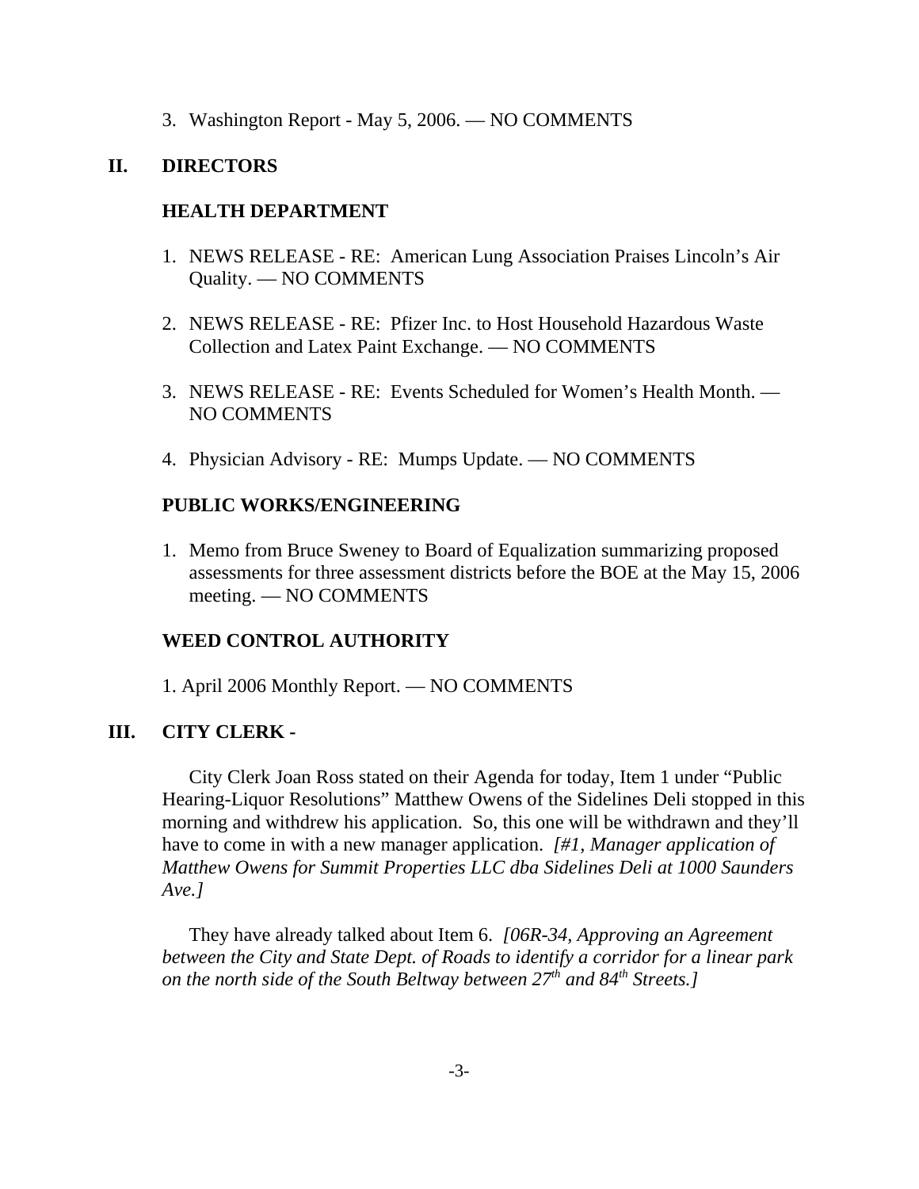3. Washington Report - May 5, 2006. — NO COMMENTS

## II. DIRECTORS

### HEALTH DEPARTMENT

1. NEWS RELEASE - RE: American Lung Association Praises Lincoln's Air Quality. — NO COMMENTS

2. NEWS RELEASE - RE: Pfizer Inc. to Host Household Hazardous Waste Collection and Latex Paint Exchange. — NO COMMENTS

3. NEWS RELEASE - RE: Events Scheduled for Women's Health Month. — NO COMMENTS

4. Physician Advisory - RE: Mumps Update. — NO COMMENTS

### PUBLIC WORKS/ENGINEERING

1. Memo from Bruce Sweney to Board of Equalization summarizing proposed assessments for three assessment districts before the BOE at the May 15, 2006 meeting. — NO COMMENTS

### WEED CONTROL AUTHORITY

1. April 2006 Monthly Report. — NO COMMENTS

## III. CITY CLERK -

City Clerk Joan Ross stated on their Agenda for today, Item 1 under "Public Hearing-Liquor Resolutions" Matthew Owens of the Sidelines Deli stopped in this morning and withdrew his application. So, this one will be withdrawn and they'll have to come in with a new manager application. *[#1, Manager application of Matthew Owens for Summit Properties LLC dba Sidelines Deli at 1000 Saunders Ave.]*

They have already talked about Item 6. *[06R-34, Approving an Agreement between the City and State Dept. of Roads to identify a corridor for a linear park on the north side of the South Beltway between 27th and 84th Streets.]*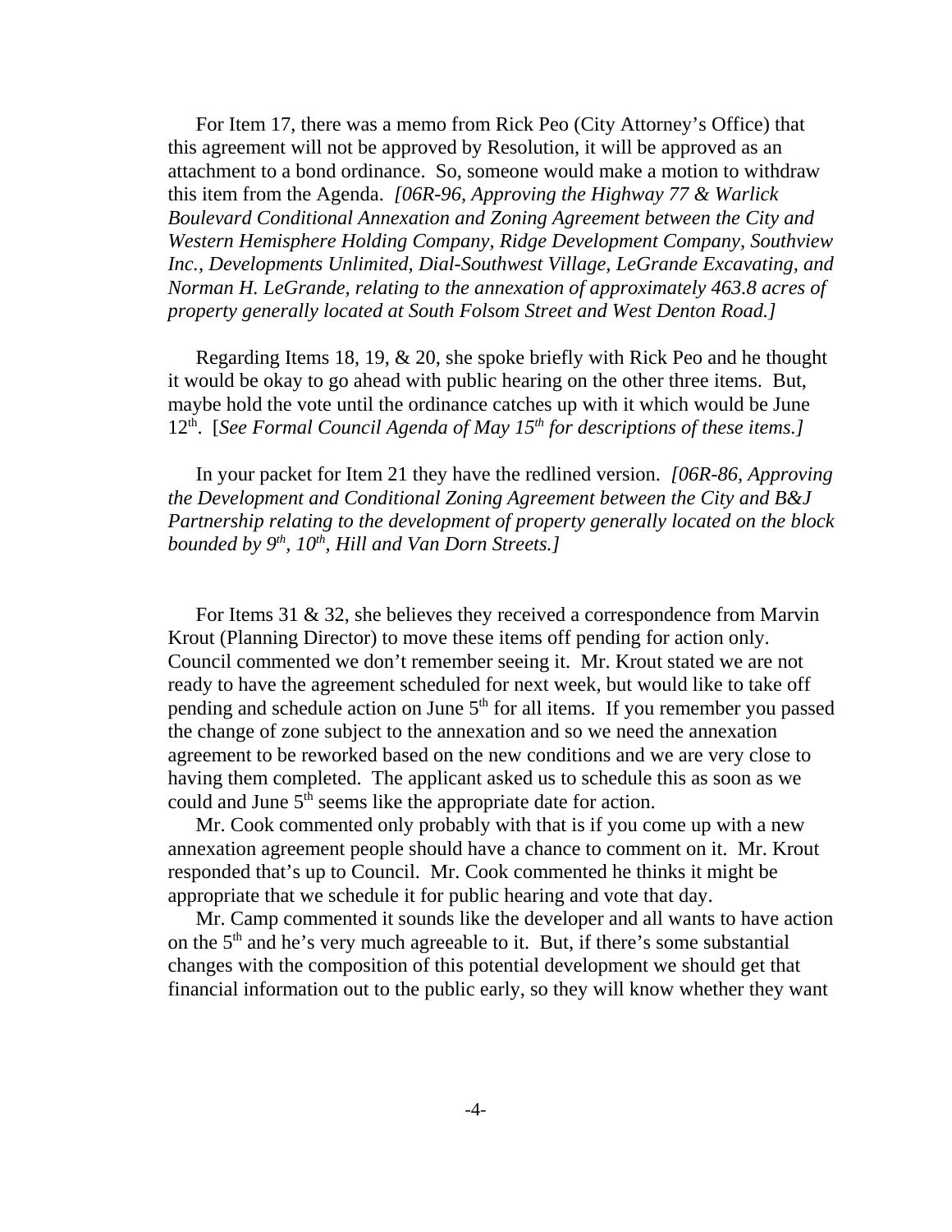For Item 17, there was a memo from Rick Peo (City Attorney's Office) that this agreement will not be approved by Resolution, it will be approved as an attachment to a bond ordinance. So, someone would make a motion to withdraw this item from the Agenda. *[06R-96, Approving the Highway 77 & Warlick Boulevard Conditional Annexation and Zoning Agreement between the City and Western Hemisphere Holding Company, Ridge Development Company, Southview Inc., Developments Unlimited, Dial-Southwest Village, LeGrande Excavating, and Norman H. LeGrande, relating to the annexation of approximately 463.8 acres of property generally located at South Folsom Street and West Denton Road.]*

Regarding Items 18, 19, & 20, she spoke briefly with Rick Peo and he thought it would be okay to go ahead with public hearing on the other three items. But, maybe hold the vote until the ordinance catches up with it which would be June 12th. [*See Formal Council Agenda of May 15th for descriptions of these items.]*

In your packet for Item 21 they have the redlined version. *[06R-86, Approving the Development and Conditional Zoning Agreement between the City and B&J Partnership relating to the development of property generally located on the block bounded by 9th, 10th, Hill and Van Dorn Streets.]*

For Items 31 & 32, she believes they received a correspondence from Marvin Krout (Planning Director) to move these items off pending for action only. Council commented we don't remember seeing it. Mr. Krout stated we are not ready to have the agreement scheduled for next week, but would like to take off pending and schedule action on June 5th for all items. If you remember you passed the change of zone subject to the annexation and so we need the annexation agreement to be reworked based on the new conditions and we are very close to having them completed. The applicant asked us to schedule this as soon as we could and June 5th seems like the appropriate date for action.

Mr. Cook commented only probably with that is if you come up with a new annexation agreement people should have a chance to comment on it. Mr. Krout responded that's up to Council. Mr. Cook commented he thinks it might be appropriate that we schedule it for public hearing and vote that day.

Mr. Camp commented it sounds like the developer and all wants to have action on the 5th and he's very much agreeable to it. But, if there's some substantial changes with the composition of this potential development we should get that financial information out to the public early, so they will know whether they want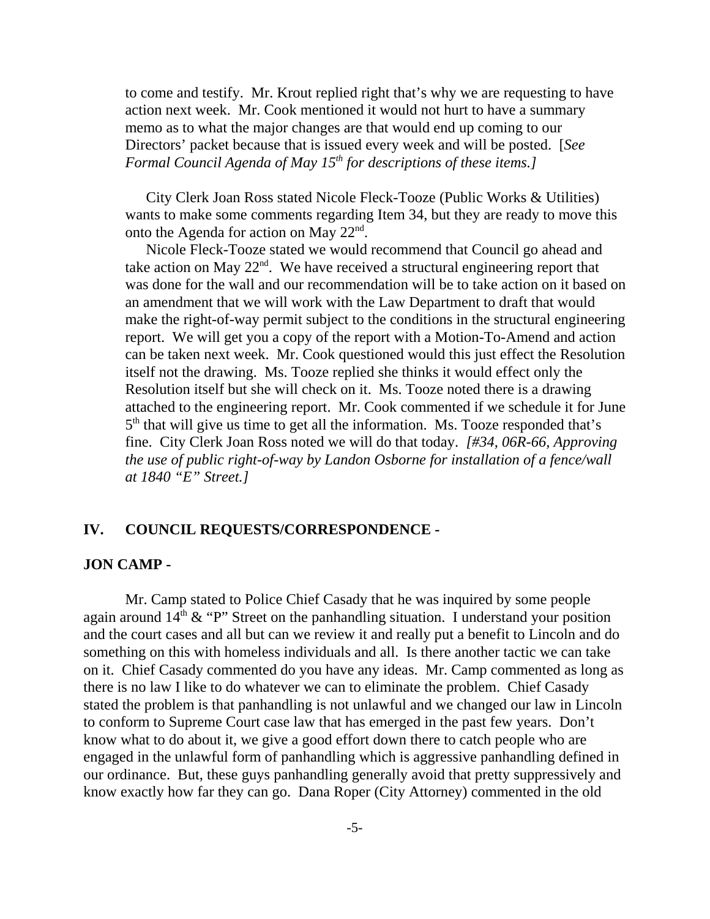to come and testify. Mr. Krout replied right that's why we are requesting to have action next week. Mr. Cook mentioned it would not hurt to have a summary memo as to what the major changes are that would end up coming to our Directors' packet because that is issued every week and will be posted. [*See Formal Council Agenda of May 15th for descriptions of these items.]*

City Clerk Joan Ross stated Nicole Fleck-Tooze (Public Works & Utilities) wants to make some comments regarding Item 34, but they are ready to move this onto the Agenda for action on May 22nd.

Nicole Fleck-Tooze stated we would recommend that Council go ahead and take action on May 22nd. We have received a structural engineering report that was done for the wall and our recommendation will be to take action on it based on an amendment that we will work with the Law Department to draft that would make the right-of-way permit subject to the conditions in the structural engineering report. We will get you a copy of the report with a Motion-To-Amend and action can be taken next week. Mr. Cook questioned would this just effect the Resolution itself not the drawing. Ms. Tooze replied she thinks it would effect only the Resolution itself but she will check on it. Ms. Tooze noted there is a drawing attached to the engineering report. Mr. Cook commented if we schedule it for June 5th that will give us time to get all the information. Ms. Tooze responded that's fine. City Clerk Joan Ross noted we will do that today. *[#34, 06R-66, Approving the use of public right-of-way by Landon Osborne for installation of a fence/wall at 1840 "E" Street.]*

## IV. COUNCIL REQUESTS/CORRESPONDENCE -

### JON CAMP -

Mr. Camp stated to Police Chief Casady that he was inquired by some people again around 14th & "P" Street on the panhandling situation. I understand your position and the court cases and all but can we review it and really put a benefit to Lincoln and do something on this with homeless individuals and all. Is there another tactic we can take on it. Chief Casady commented do you have any ideas. Mr. Camp commented as long as there is no law I like to do whatever we can to eliminate the problem. Chief Casady stated the problem is that panhandling is not unlawful and we changed our law in Lincoln to conform to Supreme Court case law that has emerged in the past few years. Don't know what to do about it, we give a good effort down there to catch people who are engaged in the unlawful form of panhandling which is aggressive panhandling defined in our ordinance. But, these guys panhandling generally avoid that pretty suppressively and know exactly how far they can go. Dana Roper (City Attorney) commented in the old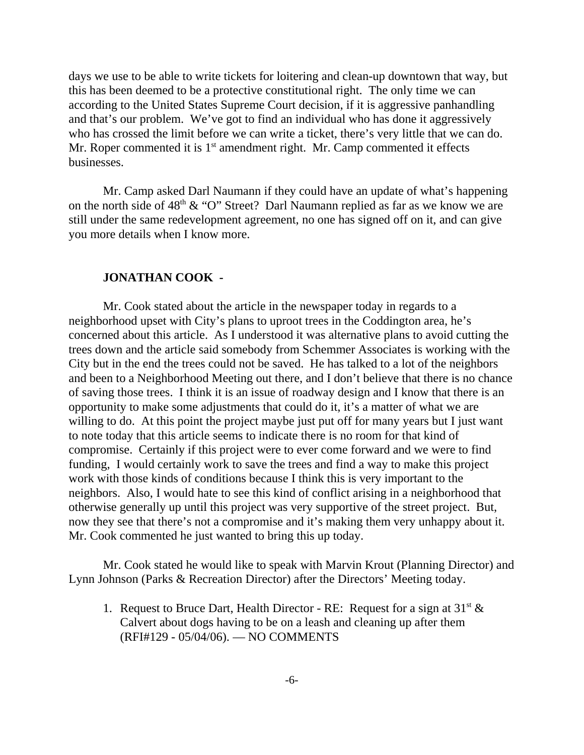days we use to be able to write tickets for loitering and clean-up downtown that way, but this has been deemed to be a protective constitutional right. The only time we can according to the United States Supreme Court decision, if it is aggressive panhandling and that's our problem. We've got to find an individual who has done it aggressively who has crossed the limit before we can write a ticket, there's very little that we can do. Mr. Roper commented it is 1st amendment right. Mr. Camp commented it effects businesses.

Mr. Camp asked Darl Naumann if they could have an update of what's happening on the north side of 48th & "O" Street? Darl Naumann replied as far as we know we are still under the same redevelopment agreement, no one has signed off on it, and can give you more details when I know more.

**JONATHAN COOK -**

Mr. Cook stated about the article in the newspaper today in regards to a neighborhood upset with City's plans to uproot trees in the Coddington area, he's concerned about this article. As I understood it was alternative plans to avoid cutting the trees down and the article said somebody from Schemmer Associates is working with the City but in the end the trees could not be saved. He has talked to a lot of the neighbors and been to a Neighborhood Meeting out there, and I don't believe that there is no chance of saving those trees. I think it is an issue of roadway design and I know that there is an opportunity to make some adjustments that could do it, it's a matter of what we are willing to do. At this point the project maybe just put off for many years but I just want to note today that this article seems to indicate there is no room for that kind of compromise. Certainly if this project were to ever come forward and we were to find funding, I would certainly work to save the trees and find a way to make this project work with those kinds of conditions because I think this is very important to the neighbors. Also, I would hate to see this kind of conflict arising in a neighborhood that otherwise generally up until this project was very supportive of the street project. But, now they see that there's not a compromise and it's making them very unhappy about it. Mr. Cook commented he just wanted to bring this up today.

Mr. Cook stated he would like to speak with Marvin Krout (Planning Director) and Lynn Johnson (Parks & Recreation Director) after the Directors' Meeting today.

1. Request to Bruce Dart, Health Director - RE: Request for a sign at 31st & Calvert about dogs having to be on a leash and cleaning up after them (RFI#129 - 05/04/06). — NO COMMENTS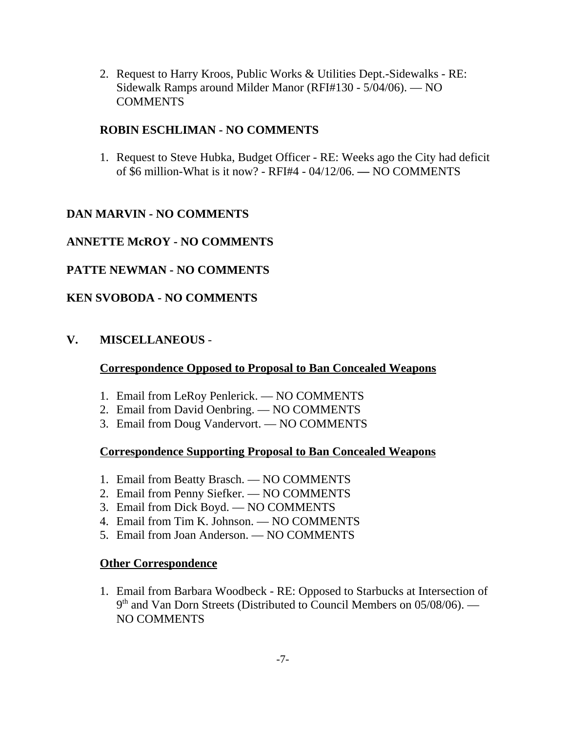2. Request to Harry Kroos, Public Works & Utilities Dept.-Sidewalks - RE: Sidewalk Ramps around Milder Manor (RFI#130 - 5/04/06). — NO COMMENTS

**ROBIN ESCHLIMAN - NO COMMENTS**

1. Request to Steve Hubka, Budget Officer - RE: Weeks ago the City had deficit of $6 million-What is it now? - RFI#4 - 04/12/06. — NO COMMENTS

**DAN MARVIN - NO COMMENTS**

**ANNETTE McROY - NO COMMENTS**

**PATTE NEWMAN - NO COMMENTS**

**KEN SVOBODA - NO COMMENTS**

## V. MISCELLANEOUS -

**Correspondence Opposed to Proposal to Ban Concealed Weapons**

1. Email from LeRoy Penlerick. — NO COMMENTS
2. Email from David Oenbring. — NO COMMENTS
3. Email from Doug Vandervort. — NO COMMENTS

**Correspondence Supporting Proposal to Ban Concealed Weapons**

1. Email from Beatty Brasch. — NO COMMENTS
2. Email from Penny Siefker. — NO COMMENTS
3. Email from Dick Boyd. — NO COMMENTS
4. Email from Tim K. Johnson. — NO COMMENTS
5. Email from Joan Anderson. — NO COMMENTS

**Other Correspondence**

1. Email from Barbara Woodbeck - RE: Opposed to Starbucks at Intersection of 9th and Van Dorn Streets (Distributed to Council Members on 05/08/06). — NO COMMENTS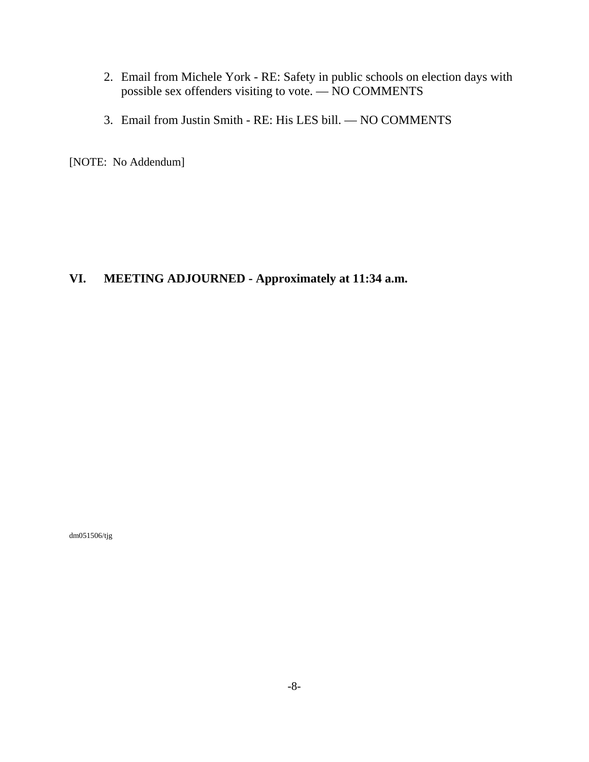2. Email from Michele York - RE: Safety in public schools on election days with possible sex offenders visiting to vote. — NO COMMENTS

3. Email from Justin Smith - RE: His LES bill. — NO COMMENTS

[NOTE: No Addendum]

## VI. MEETING ADJOURNED - Approximately at 11:34 a.m.

dm051506/tjg